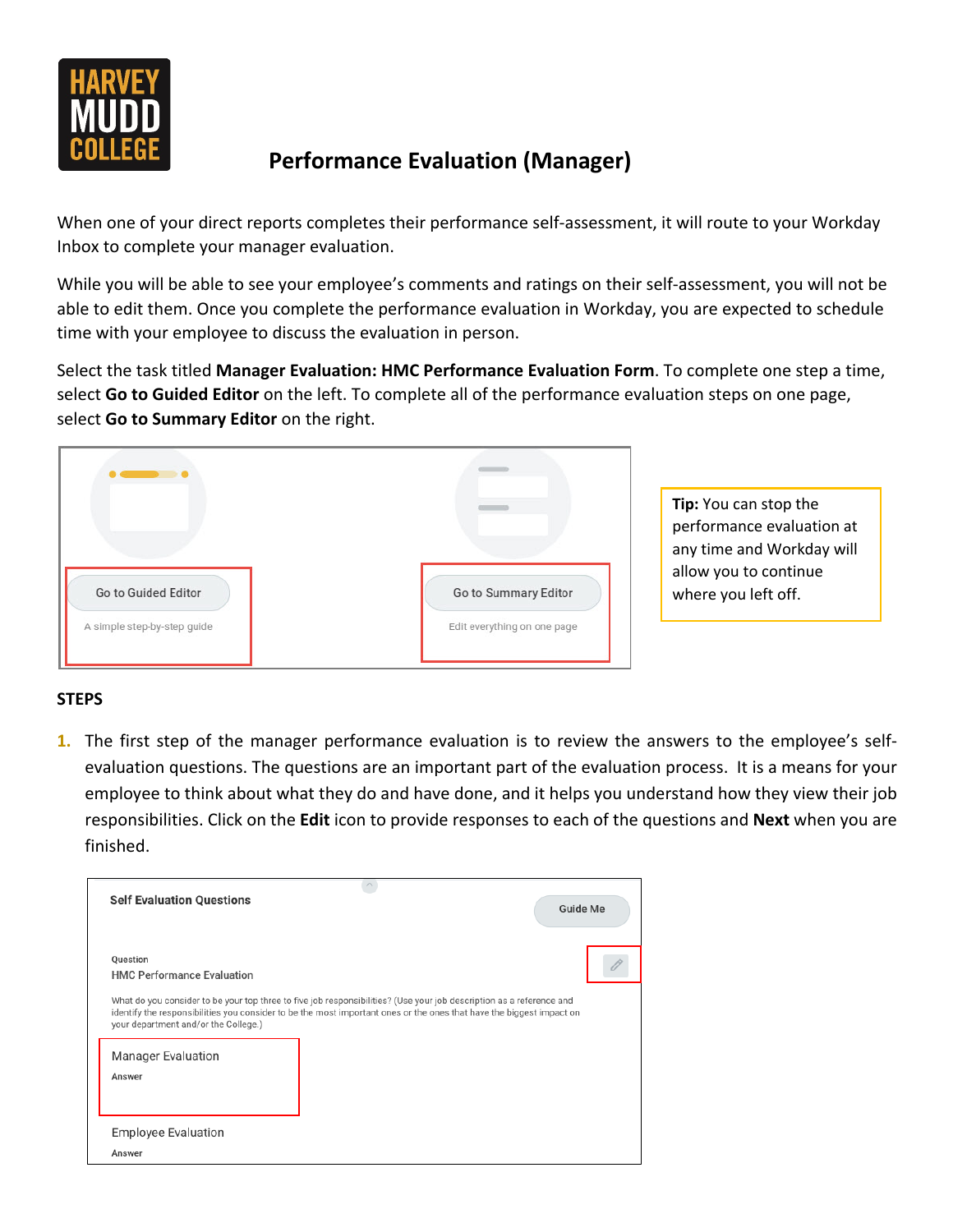# Performance Evaluation (Manager)

When one of your direct reports completes their performance self-assessment, it will route to your Workday Inbox to complete your manager evaluation.

While you will be able to see your employee's comments and ratings on their self-assessment, you will not be able to edit them. Once you complete the performance evaluation in Workday, you are expected to schedule time with your employee to discuss the evaluation in person.

Select the task titled **Manager Evaluation: HMC Performance Evaluation Form**. To complete one step a time, select **Go to Guided Editor** on the left. To complete all of the performance evaluation steps on one page, select **Go to Summary Editor** on the right.

**Tip:** You can stop the performance evaluation at any time and Workday will allow you to continue where you left off.

**STEPS**

1. The first step of the manager performance evaluation is to review the answers to the employee's self-evaluation questions. The questions are an important part of the evaluation process. It is a means for your employee to think about what they do and have done, and it helps you understand how they view their job responsibilities. Click on the **Edit** icon to provide responses to each of the questions and **Next** when you are finished.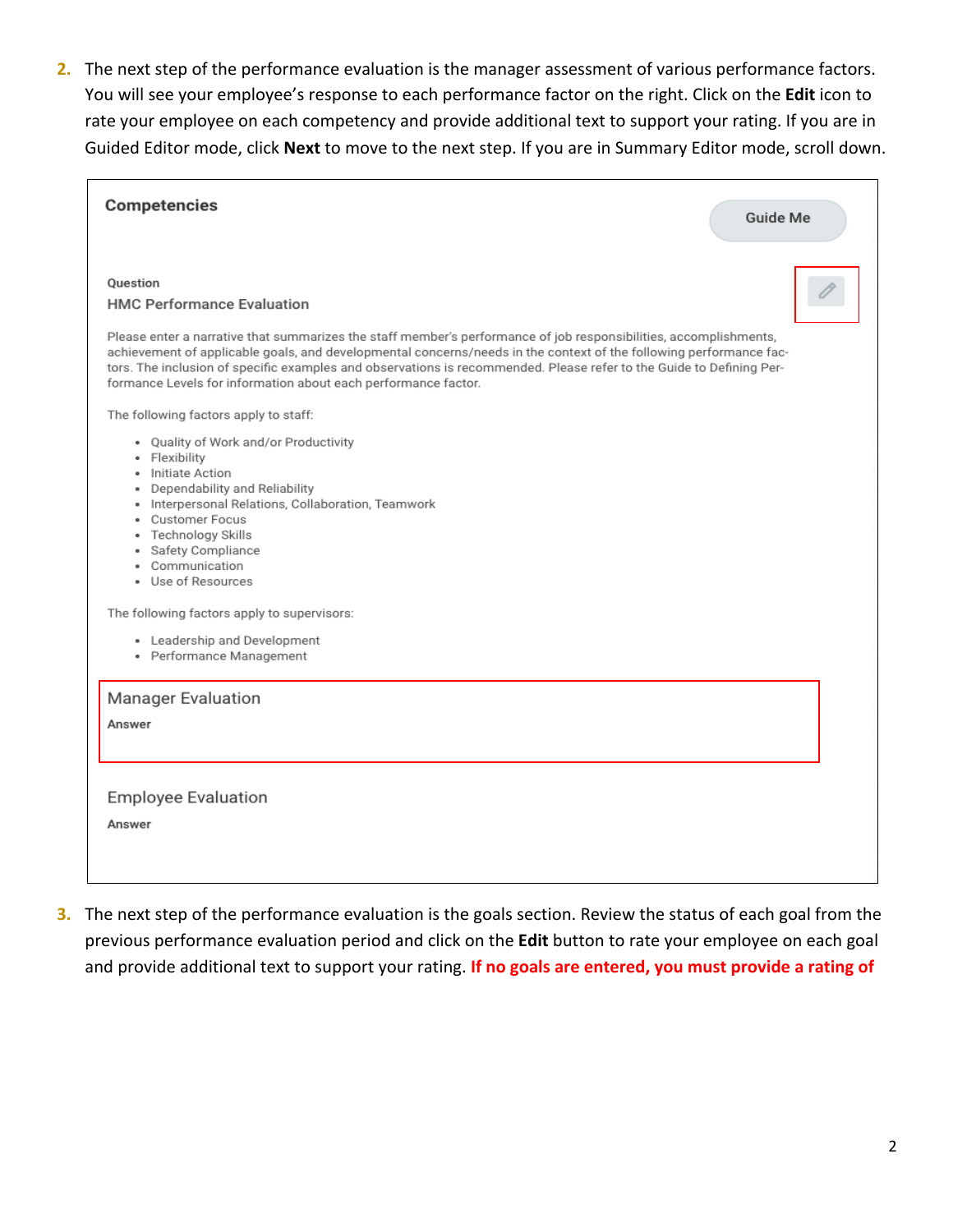2. The next step of the performance evaluation is the manager assessment of various performance factors. You will see your employee's response to each performance factor on the right. Click on the **Edit** icon to rate your employee on each competency and provide additional text to support your rating. If you are in Guided Editor mode, click **Next** to move to the next step. If you are in Summary Editor mode, scroll down.

**Competencies**

Guide Me

Question

HMC Performance Evaluation

Please enter a narrative that summarizes the staff member's performance of job responsibilities, accomplishments, achievement of applicable goals, and developmental concerns/needs in the context of the following performance factors. The inclusion of specific examples and observations is recommended. Please refer to the Guide to Defining Performance Levels for information about each performance factor.

The following factors apply to staff:

- Quality of Work and/or Productivity
- Flexibility
- Initiate Action
- Dependability and Reliability
- Interpersonal Relations, Collaboration, Teamwork
- Customer Focus
- Technology Skills
- Safety Compliance
- Communication
- Use of Resources

The following factors apply to supervisors:

- Leadership and Development
- Performance Management

Manager Evaluation

Answer

Employee Evaluation

Answer

3. The next step of the performance evaluation is the goals section. Review the status of each goal from the previous performance evaluation period and click on the **Edit** button to rate your employee on each goal and provide additional text to support your rating. **If no goals are entered, you must provide a rating of**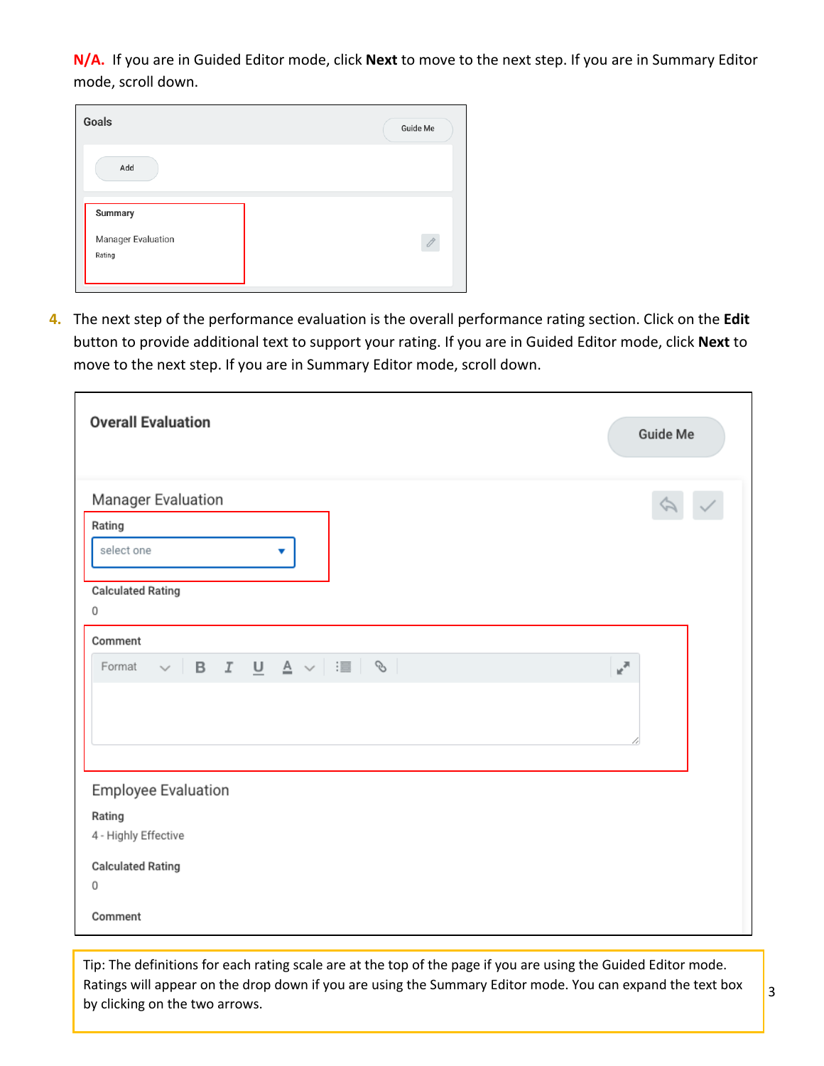**N/A.** If you are in Guided Editor mode, click **Next** to move to the next step. If you are in Summary Editor mode, scroll down.

Goals

Guide Me

Add

Summary

Manager Evaluation

Rating

4. The next step of the performance evaluation is the overall performance rating section. Click on the **Edit** button to provide additional text to support your rating. If you are in Guided Editor mode, click **Next** to move to the next step. If you are in Summary Editor mode, scroll down.

Overall Evaluation

Guide Me

Manager Evaluation

Rating

select one

Calculated Rating

0

Comment

Format B I U A

Employee Evaluation

Rating

4 - Highly Effective

Calculated Rating

0

Comment

Tip: The definitions for each rating scale are at the top of the page if you are using the Guided Editor mode. Ratings will appear on the drop down if you are using the Summary Editor mode. You can expand the text box by clicking on the two arrows.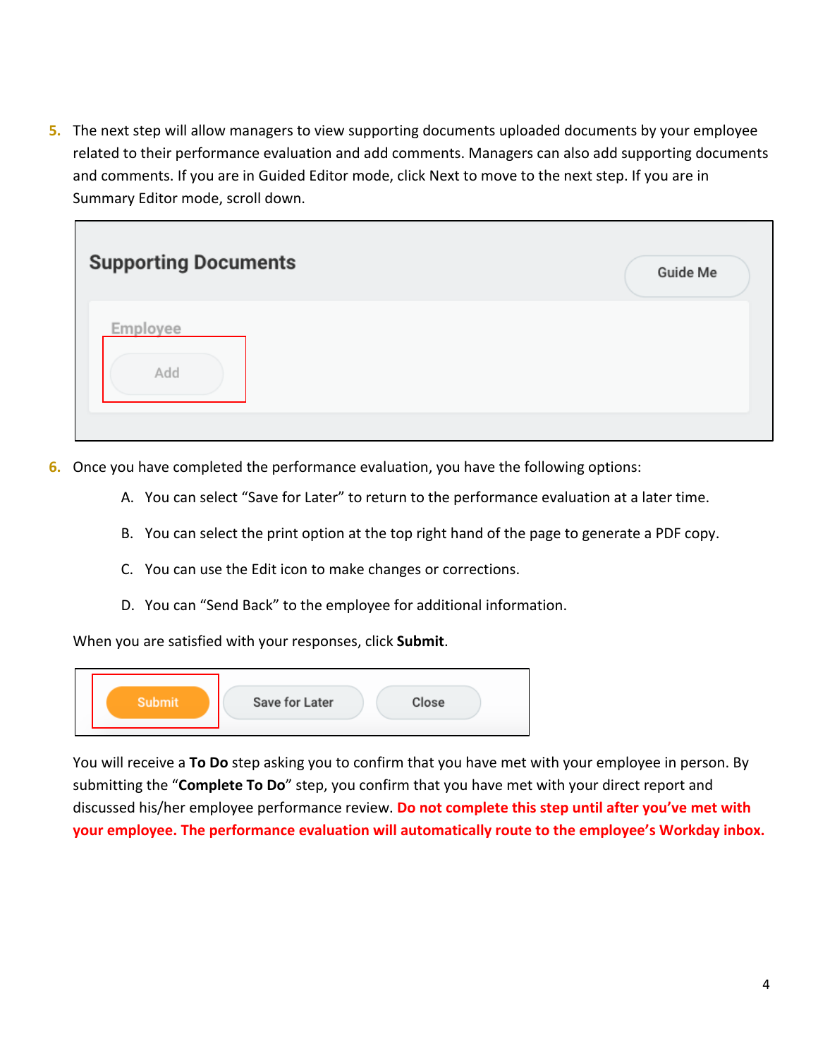5. The next step will allow managers to view supporting documents uploaded documents by your employee related to their performance evaluation and add comments. Managers can also add supporting documents and comments. If you are in Guided Editor mode, click Next to move to the next step. If you are in Summary Editor mode, scroll down.

6. Once you have completed the performance evaluation, you have the following options:

   A. You can select "Save for Later" to return to the performance evaluation at a later time.

   B. You can select the print option at the top right hand of the page to generate a PDF copy.

   C. You can use the Edit icon to make changes or corrections.

   D. You can "Send Back" to the employee for additional information.

   When you are satisfied with your responses, click **Submit**.

   You will receive a **To Do** step asking you to confirm that you have met with your employee in person. By submitting the "**Complete To Do**" step, you confirm that you have met with your direct report and discussed his/her employee performance review. **Do not complete this step until after you've met with your employee. The performance evaluation will automatically route to the employee's Workday inbox.**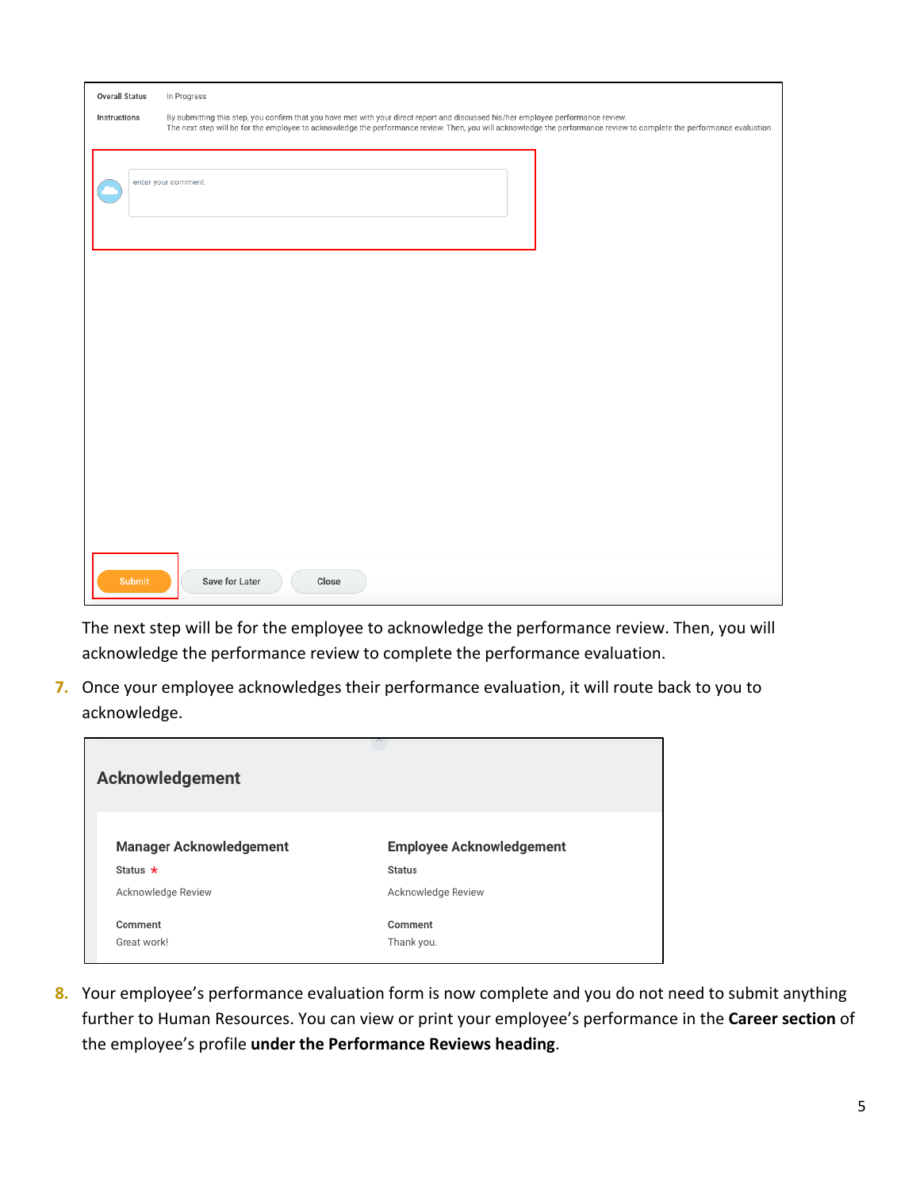| | |
|---|---|
| Overall Status | In Progress |
| Instructions | By submitting this step, you confirm that you have met with your direct report and discussed his/her employee performance review. The next step will be for the employee to acknowledge the performance review. Then, you will acknowledge the performance review to complete the performance evaluation. |

enter your comment

Submit | Save for Later | Close

The next step will be for the employee to acknowledge the performance review. Then, you will acknowledge the performance review to complete the performance evaluation.

7. Once your employee acknowledges their performance evaluation, it will route back to you to acknowledge.

## Acknowledgement

| Manager Acknowledgement | Employee Acknowledgement |
|---|---|
| Status * | Status |
| Acknowledge Review | Acknowledge Review |
| Comment | Comment |
| Great work! | Thank you. |

8. Your employee's performance evaluation form is now complete and you do not need to submit anything further to Human Resources. You can view or print your employee's performance in the **Career section** of the employee's profile **under the Performance Reviews heading**.